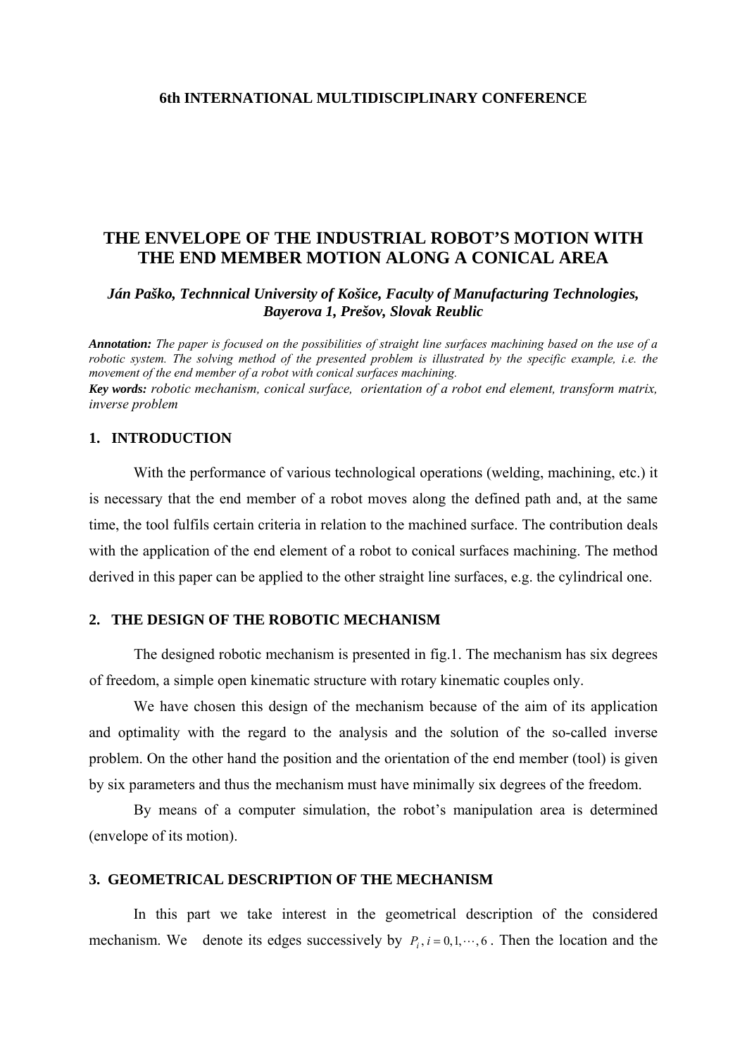**6th INTERNATIONAL MULTIDISCIPLINARY CONFERENCE**

# THE ENVELOPE OF THE INDUSTRIAL ROBOT'S MOTION WITH THE END MEMBER MOTION ALONG A CONICAL AREA

***Ján Paško, Technnical University of Košice, Faculty of Manufacturing Technologies, Bayerova 1, Prešov, Slovak Reublic***

***Annotation:*** *The paper is focused on the possibilities of straight line surfaces machining based on the use of a robotic system. The solving method of the presented problem is illustrated by the specific example, i.e. the movement of the end member of a robot with conical surfaces machining.*

***Key words:*** *robotic mechanism, conical surface, orientation of a robot end element, transform matrix, inverse problem*

## 1. INTRODUCTION

With the performance of various technological operations (welding, machining, etc.) it is necessary that the end member of a robot moves along the defined path and, at the same time, the tool fulfils certain criteria in relation to the machined surface. The contribution deals with the application of the end element of a robot to conical surfaces machining. The method derived in this paper can be applied to the other straight line surfaces, e.g. the cylindrical one.

## 2. THE DESIGN OF THE ROBOTIC MECHANISM

The designed robotic mechanism is presented in fig.1. The mechanism has six degrees of freedom, a simple open kinematic structure with rotary kinematic couples only.

We have chosen this design of the mechanism because of the aim of its application and optimality with the regard to the analysis and the solution of the so-called inverse problem. On the other hand the position and the orientation of the end member (tool) is given by six parameters and thus the mechanism must have minimally six degrees of the freedom.

By means of a computer simulation, the robot's manipulation area is determined (envelope of its motion).

## 3. GEOMETRICAL DESCRIPTION OF THE MECHANISM

In this part we take interest in the geometrical description of the considered mechanism. We denote its edges successively by $P_i, i = 0, 1, \cdots, 6$. Then the location and the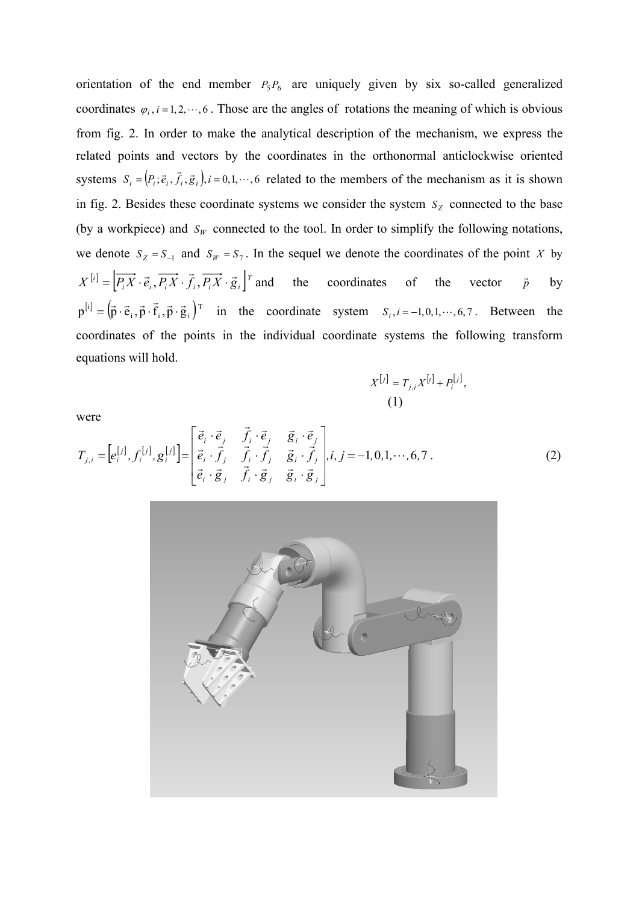orientation of the end member $P_5P_6$ are uniquely given by six so-called generalized coordinates $\varphi_i, i = 1, 2, \cdots, 6$ . Those are the angles of rotations the meaning of which is obvious from fig. 2. In order to make the analytical description of the mechanism, we express the related points and vectors by the coordinates in the orthonormal anticlockwise oriented systems $S_i = \left(P_i; \vec{e}_i, \vec{f}_i, \vec{g}_i\right), i = 0, 1, \cdots, 6$ related to the members of the mechanism as it is shown in fig. 2. Besides these coordinate systems we consider the system $S_Z$ connected to the base (by a workpiece) and $S_W$ connected to the tool. In order to simplify the following notations, we denote $S_Z = S_{-1}$ and $S_W = S_7$ . In the sequel we denote the coordinates of the point $X$ by $X^{[i]} = \left[\overrightarrow{P_iX} \cdot \vec{e}_i, \overrightarrow{P_iX} \cdot \vec{f}_i, \overrightarrow{P_iX} \cdot \vec{g}_i\right]^T$ and the coordinates of the vector $\vec{p}$ by $\mathrm{p}^{[i]} = \left(\vec{\mathrm{p}} \cdot \vec{\mathrm{e}}_i, \vec{\mathrm{p}} \cdot \vec{\mathrm{f}}_i, \vec{\mathrm{p}} \cdot \vec{\mathrm{g}}_i\right)^T$ in the coordinate system $S_i, i = -1, 0, 1, \cdots, 6, 7$ . Between the coordinates of the points in the individual coordinate systems the following transform equations will hold.

$$X^{[j]} = T_{j,i} X^{[i]} + P_i^{[j]}, \tag{1}$$

were

$$T_{j,i} = \left[e_i^{[j]}, f_i^{[j]}, g_i^{[j]}\right] = \begin{bmatrix} \vec{e}_i \cdot \vec{e}_j & \vec{f}_i \cdot \vec{e}_j & \vec{g}_i \cdot \vec{e}_j \\ \vec{e}_i \cdot \vec{f}_j & \vec{f}_i \cdot \vec{f}_j & \vec{g}_i \cdot \vec{f}_j \\ \vec{e}_i \cdot \vec{g}_j & \vec{f}_i \cdot \vec{g}_j & \vec{g}_i \cdot \vec{g}_j \end{bmatrix}, i, j = -1, 0, 1, \cdots, 6, 7 . \tag{2}$$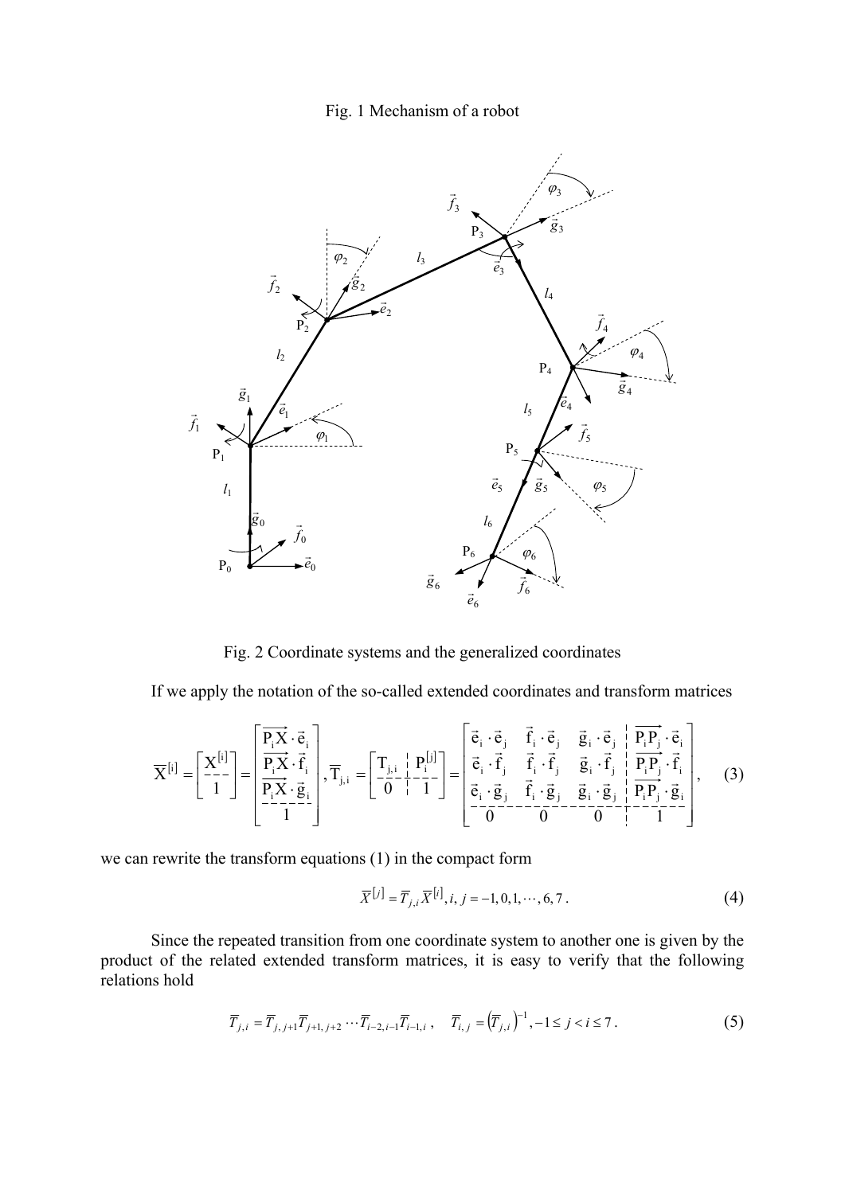Fig. 1 Mechanism of a robot

Fig. 2 Coordinate systems and the generalized coordinates

If we apply the notation of the so-called extended coordinates and transform matrices

$$\overline{X}^{[i]} = \begin{bmatrix} X^{[i]} \\ \hline 1 \end{bmatrix} = \begin{bmatrix} \overrightarrow{P_i X} \cdot \vec{e}_i \\ \overrightarrow{P_i X} \cdot \vec{f}_i \\ \overrightarrow{P_i X} \cdot \vec{g}_i \\ \hline 1 \end{bmatrix}, \overline{T}_{j,i} = \left[ \begin{array}{c|c} T_{j,i} & P_i^{[j]} \\ \hline 0 & 1 \end{array} \right] = \left[ \begin{array}{ccc|c} \vec{e}_i \cdot \vec{e}_j & \vec{f}_i \cdot \vec{e}_j & \vec{g}_i \cdot \vec{e}_j & \overrightarrow{P_i P_j} \cdot \vec{e}_i \\ \vec{e}_i \cdot \vec{f}_j & \vec{f}_i \cdot \vec{f}_j & \vec{g}_i \cdot \vec{f}_j & \overrightarrow{P_i P_j} \cdot \vec{f}_i \\ \vec{e}_i \cdot \vec{g}_j & \vec{f}_i \cdot \vec{g}_j & \vec{g}_i \cdot \vec{g}_j & \overrightarrow{P_i P_j} \cdot \vec{g}_i \\ \hline 0 & 0 & 0 & 1 \end{array} \right], \quad (3)$$

we can rewrite the transform equations (1) in the compact form

$$\overline{X}^{[j]} = \overline{T}_{j,i} \overline{X}^{[i]}, i, j = -1, 0, 1, \cdots, 6, 7. \quad (4)$$

Since the repeated transition from one coordinate system to another one is given by the product of the related extended transform matrices, it is easy to verify that the following relations hold

$$\overline{T}_{j,i} = \overline{T}_{j,j+1} \overline{T}_{j+1,j+2} \cdots \overline{T}_{i-2,i-1} \overline{T}_{i-1,i}, \quad \overline{T}_{i,j} = \left(\overline{T}_{j,i}\right)^{-1}, -1 \le j < i \le 7. \quad (5)$$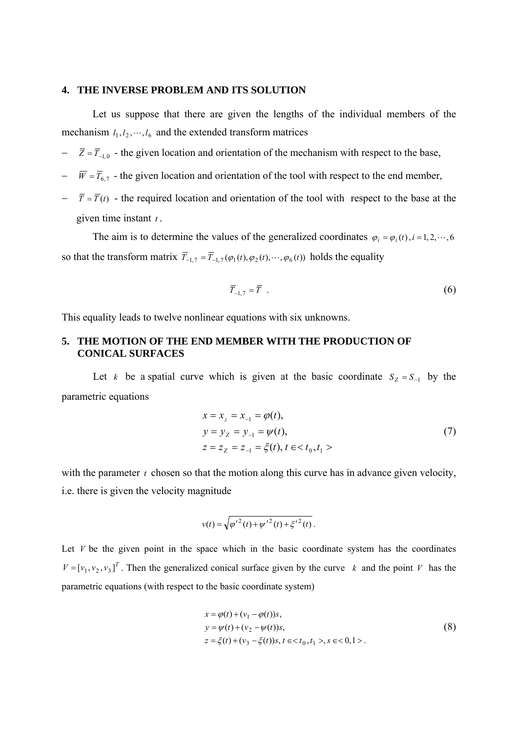## 4. THE INVERSE PROBLEM AND ITS SOLUTION

Let us suppose that there are given the lengths of the individual members of the mechanism $l_1, l_2, \cdots, l_6$ and the extended transform matrices

- $\overline{Z} = \overline{T}_{-1,0}$ - the given location and orientation of the mechanism with respect to the base,
- $\overline{W} = \overline{T}_{6,7}$ - the given location and orientation of the tool with respect to the end member,
- $\overline{T} = \overline{T}(t)$ - the required location and orientation of the tool with respect to the base at the given time instant $t$.

The aim is to determine the values of the generalized coordinates $\varphi_i = \varphi_i(t)\,, i = 1, 2, \cdots, 6$ so that the transform matrix $\overline{T}_{-1,7} = \overline{T}_{-1,7}(\varphi_1(t), \varphi_2(t), \cdots, \varphi_6(t))$ holds the equality

$$\overline{T}_{-1,7} = \overline{T}\ . \tag{6}$$

This equality leads to twelve nonlinear equations with six unknowns.

## 5. THE MOTION OF THE END MEMBER WITH THE PRODUCTION OF CONICAL SURFACES

Let $k$ be a spatial curve which is given at the basic coordinate $S_Z = S_{-1}$ by the parametric equations

$$\begin{aligned} x &= x_z = x_{-1} = \varphi(t), \\ y &= y_Z = y_{-1} = \psi(t), \\ z &= z_Z = z_{-1} = \xi(t),\ t \in < t_0, t_1 > \end{aligned} \tag{7}$$

with the parameter $t$ chosen so that the motion along this curve has in advance given velocity, i.e. there is given the velocity magnitude

$$v(t) = \sqrt{\varphi'^2(t) + \psi'^2(t) + \xi'^2(t)}\ .$$

Let $V$ be the given point in the space which in the basic coordinate system has the coordinates $V = [v_1, v_2, v_3]^T$. Then the generalized conical surface given by the curve $k$ and the point $V$ has the parametric equations (with respect to the basic coordinate system)

$$\begin{aligned} x &= \varphi(t) + (v_1 - \varphi(t))s, \\ y &= \psi(t) + (v_2 - \psi(t))s, \\ z &= \xi(t) + (v_3 - \xi(t))s,\ t \in < t_0, t_1 >, s \in < 0, 1 > . \end{aligned} \tag{8}$$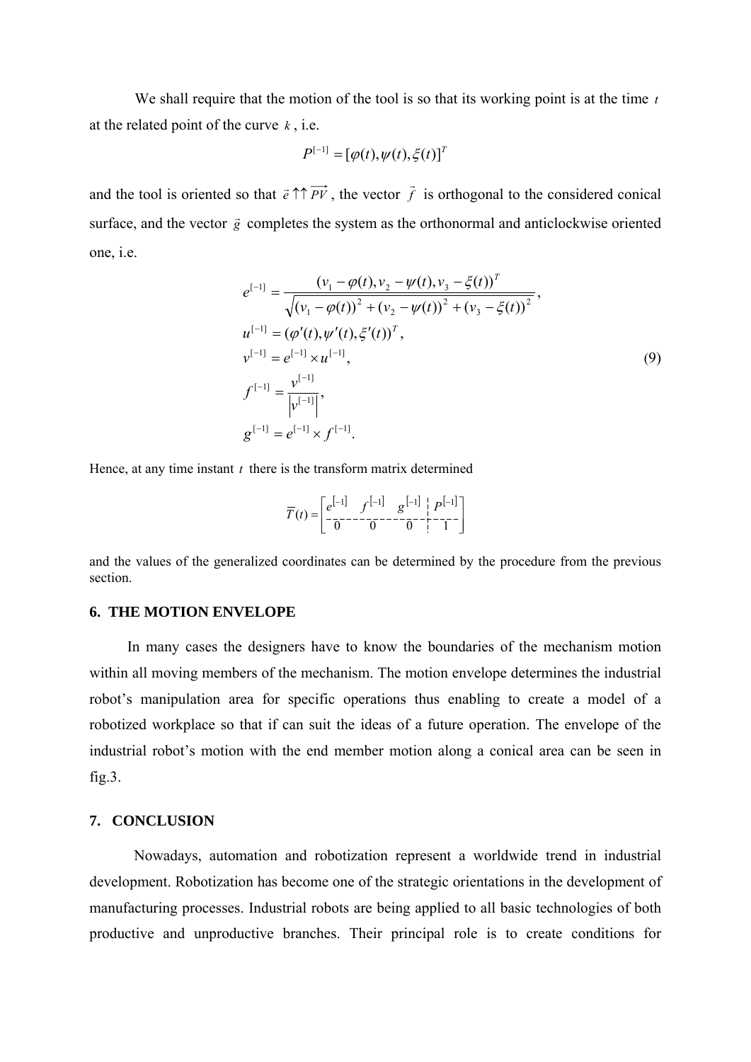We shall require that the motion of the tool is so that its working point is at the time $t$ at the related point of the curve $k$, i.e.

$$P^{[-1]} = [\varphi(t), \psi(t), \xi(t)]^T$$

and the tool is oriented so that $\vec{e} \uparrow\uparrow \overrightarrow{PV}$, the vector $\vec{f}$ is orthogonal to the considered conical surface, and the vector $\vec{g}$ completes the system as the orthonormal and anticlockwise oriented one, i.e.

$$
\begin{aligned}
e^{[-1]} &= \frac{(v_1 - \varphi(t), v_2 - \psi(t), v_3 - \xi(t))^T}{\sqrt{(v_1 - \varphi(t))^2 + (v_2 - \psi(t))^2 + (v_3 - \xi(t))^2}}, \\
u^{[-1]} &= (\varphi'(t), \psi'(t), \xi'(t))^T, \\
v^{[-1]} &= e^{[-1]} \times u^{[-1]}, \\
f^{[-1]} &= \frac{v^{[-1]}}{\left| v^{[-1]} \right|}, \\
g^{[-1]} &= e^{[-1]} \times f^{[-1]}.
\end{aligned} \tag{9}
$$

Hence, at any time instant $t$ there is the transform matrix determined

$$\overline{T}(t) = \left[ \begin{array}{ccc|c} e^{[-1]} & f^{[-1]} & g^{[-1]} & P^{[-1]} \\ \hline 0 & 0 & 0 & 1 \end{array} \right]$$

and the values of the generalized coordinates can be determined by the procedure from the previous section.

## 6. THE MOTION ENVELOPE

In many cases the designers have to know the boundaries of the mechanism motion within all moving members of the mechanism. The motion envelope determines the industrial robot's manipulation area for specific operations thus enabling to create a model of a robotized workplace so that if can suit the ideas of a future operation. The envelope of the industrial robot's motion with the end member motion along a conical area can be seen in fig.3.

## 7. CONCLUSION

Nowadays, automation and robotization represent a worldwide trend in industrial development. Robotization has become one of the strategic orientations in the development of manufacturing processes. Industrial robots are being applied to all basic technologies of both productive and unproductive branches. Their principal role is to create conditions for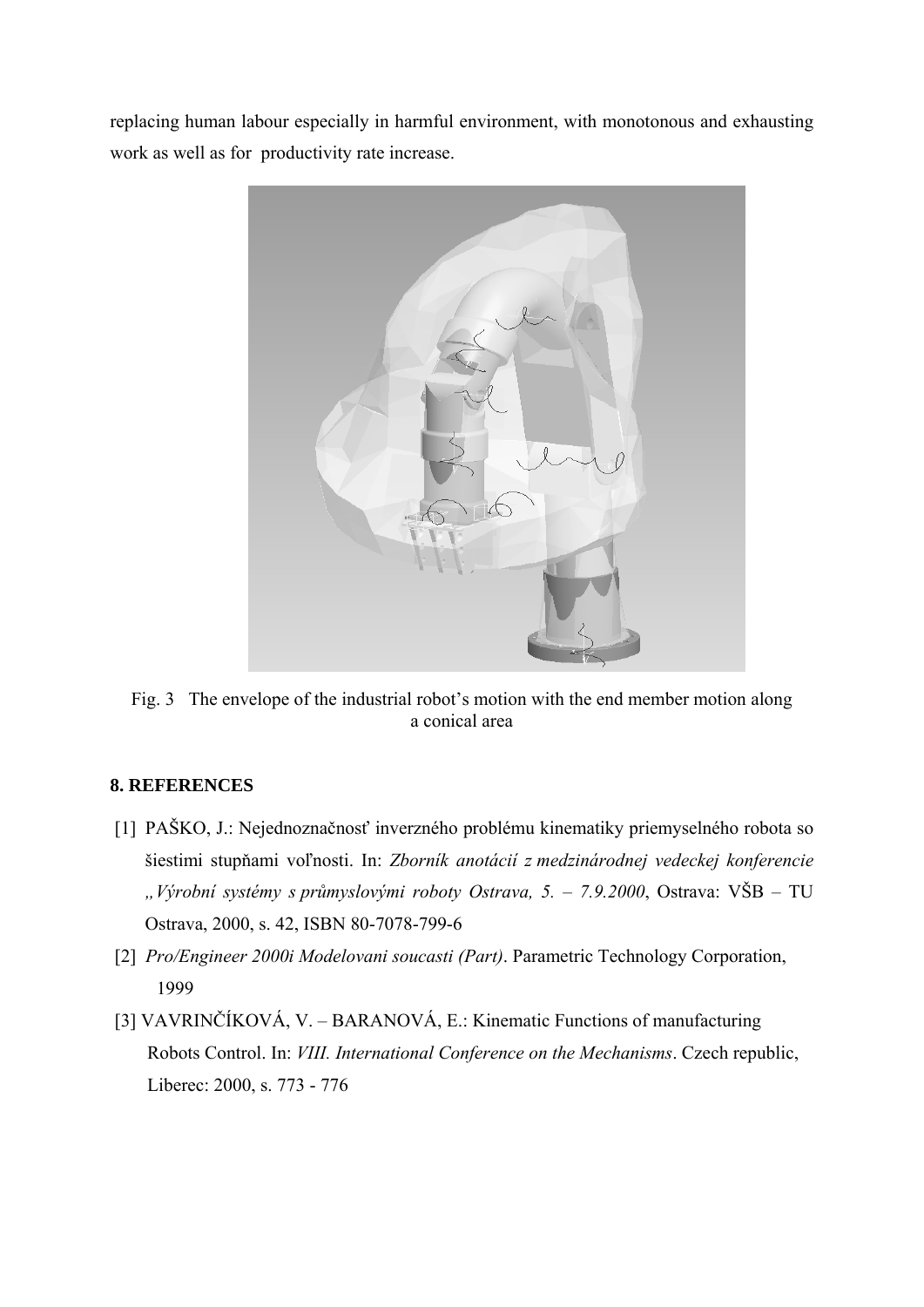replacing human labour especially in harmful environment, with monotonous and exhausting work as well as for productivity rate increase.

Fig. 3 The envelope of the industrial robot's motion with the end member motion along a conical area

## 8. REFERENCES

[1] PAŠKO, J.: Nejednoznačnosť inverzného problému kinematiky priemyselného robota so šiestimi stupňami voľnosti. In: *Zborník anotácií z medzinárodnej vedeckej konferencie „Výrobní systémy s průmyslovými roboty Ostrava, 5. – 7.9.2000*, Ostrava: VŠB – TU Ostrava, 2000, s. 42, ISBN 80-7078-799-6

[2] *Pro/Engineer 2000i Modelovani soucasti (Part)*. Parametric Technology Corporation, 1999

[3] VAVRINČÍKOVÁ, V. – BARANOVÁ, E.: Kinematic Functions of manufacturing Robots Control. In: *VIII. International Conference on the Mechanisms*. Czech republic, Liberec: 2000, s. 773 - 776